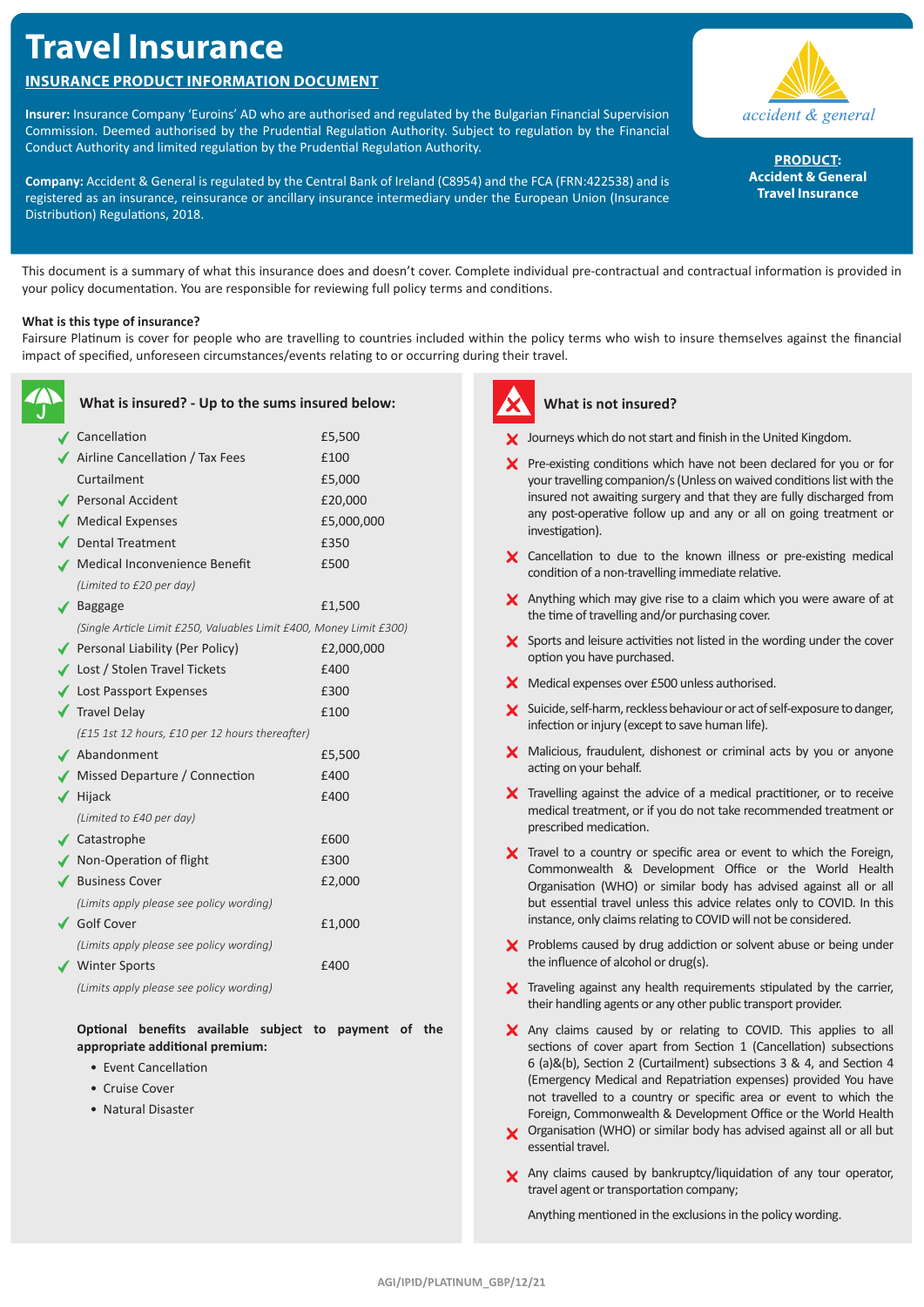# Travel Insurance

## INSURANCE PRODUCT INFORMATION DOCUMENT

**Insurer:** Insurance Company 'Euroins' AD who are authorised and regulated by the Bulgarian Financial Supervision Commission. Deemed authorised by the Prudential Regulation Authority. Subject to regulation by the Financial Conduct Authority and limited regulation by the Prudential Regulation Authority.

**Company:** Accident & General is regulated by the Central Bank of Ireland (C8954) and the FCA (FRN:422538) and is registered as an insurance, reinsurance or ancillary insurance intermediary under the European Union (Insurance Distribution) Regulations, 2018.

accident & general

**PRODUCT:**
**Accident & General Travel Insurance**

This document is a summary of what this insurance does and doesn't cover. Complete individual pre-contractual and contractual information is provided in your policy documentation. You are responsible for reviewing full policy terms and conditions.

**What is this type of insurance?**
Fairsure Platinum is cover for people who are travelling to countries included within the policy terms who wish to insure themselves against the financial impact of specified, unforeseen circumstances/events relating to or occurring during their travel.

### What is insured? - Up to the sums insured below:

| | |
|---|---|
| ✓ Cancellation | £5,500 |
| ✓ Airline Cancellation / Tax Fees | £100 |
| Curtailment | £5,000 |
| ✓ Personal Accident | £20,000 |
| ✓ Medical Expenses | £5,000,000 |
| ✓ Dental Treatment | £350 |
| ✓ Medical Inconvenience Benefit | £500 |
| *(Limited to £20 per day)* | |
| ✓ Baggage | £1,500 |
| *(Single Article Limit £250, Valuables Limit £400, Money Limit £300)* | |
| ✓ Personal Liability (Per Policy) | £2,000,000 |
| ✓ Lost / Stolen Travel Tickets | £400 |
| ✓ Lost Passport Expenses | £300 |
| ✓ Travel Delay | £100 |
| *(£15 1st 12 hours, £10 per 12 hours thereafter)* | |
| ✓ Abandonment | £5,500 |
| ✓ Missed Departure / Connection | £400 |
| ✓ Hijack | £400 |
| *(Limited to £40 per day)* | |
| ✓ Catastrophe | £600 |
| ✓ Non-Operation of flight | £300 |
| ✓ Business Cover | £2,000 |
| *(Limits apply please see policy wording)* | |
| ✓ Golf Cover | £1,000 |
| *(Limits apply please see policy wording)* | |
| ✓ Winter Sports | £400 |
| *(Limits apply please see policy wording)* | |

**Optional benefits available subject to payment of the appropriate additional premium:**

- Event Cancellation
- Cruise Cover
- Natural Disaster

### What is not insured?

- ✗ Journeys which do not start and finish in the United Kingdom.
- ✗ Pre-existing conditions which have not been declared for you or for your travelling companion/s (Unless on waived conditions list with the insured not awaiting surgery and that they are fully discharged from any post-operative follow up and any or all on going treatment or investigation).
- ✗ Cancellation to due to the known illness or pre-existing medical condition of a non-travelling immediate relative.
- ✗ Anything which may give rise to a claim which you were aware of at the time of travelling and/or purchasing cover.
- ✗ Sports and leisure activities not listed in the wording under the cover option you have purchased.
- ✗ Medical expenses over £500 unless authorised.
- ✗ Suicide, self-harm, reckless behaviour or act of self-exposure to danger, infection or injury (except to save human life).
- ✗ Malicious, fraudulent, dishonest or criminal acts by you or anyone acting on your behalf.
- ✗ Travelling against the advice of a medical practitioner, or to receive medical treatment, or if you do not take recommended treatment or prescribed medication.
- ✗ Travel to a country or specific area or event to which the Foreign, Commonwealth & Development Office or the World Health Organisation (WHO) or similar body has advised against all or all but essential travel unless this advice relates only to COVID. In this instance, only claims relating to COVID will not be considered.
- ✗ Problems caused by drug addiction or solvent abuse or being under the influence of alcohol or drug(s).
- ✗ Traveling against any health requirements stipulated by the carrier, their handling agents or any other public transport provider.
- ✗ Any claims caused by or relating to COVID. This applies to all sections of cover apart from Section 1 (Cancellation) subsections 6 (a)&(b), Section 2 (Curtailment) subsections 3 & 4, and Section 4 (Emergency Medical and Repatriation expenses) provided You have not travelled to a country or specific area or event to which the Foreign, Commonwealth & Development Office or the World Health Organisation (WHO) or similar body has advised against all or all but essential travel.
- ✗ Any claims caused by bankruptcy/liquidation of any tour operator, travel agent or transportation company;

Anything mentioned in the exclusions in the policy wording.

AGI/IPID/PLATINUM_GBP/12/21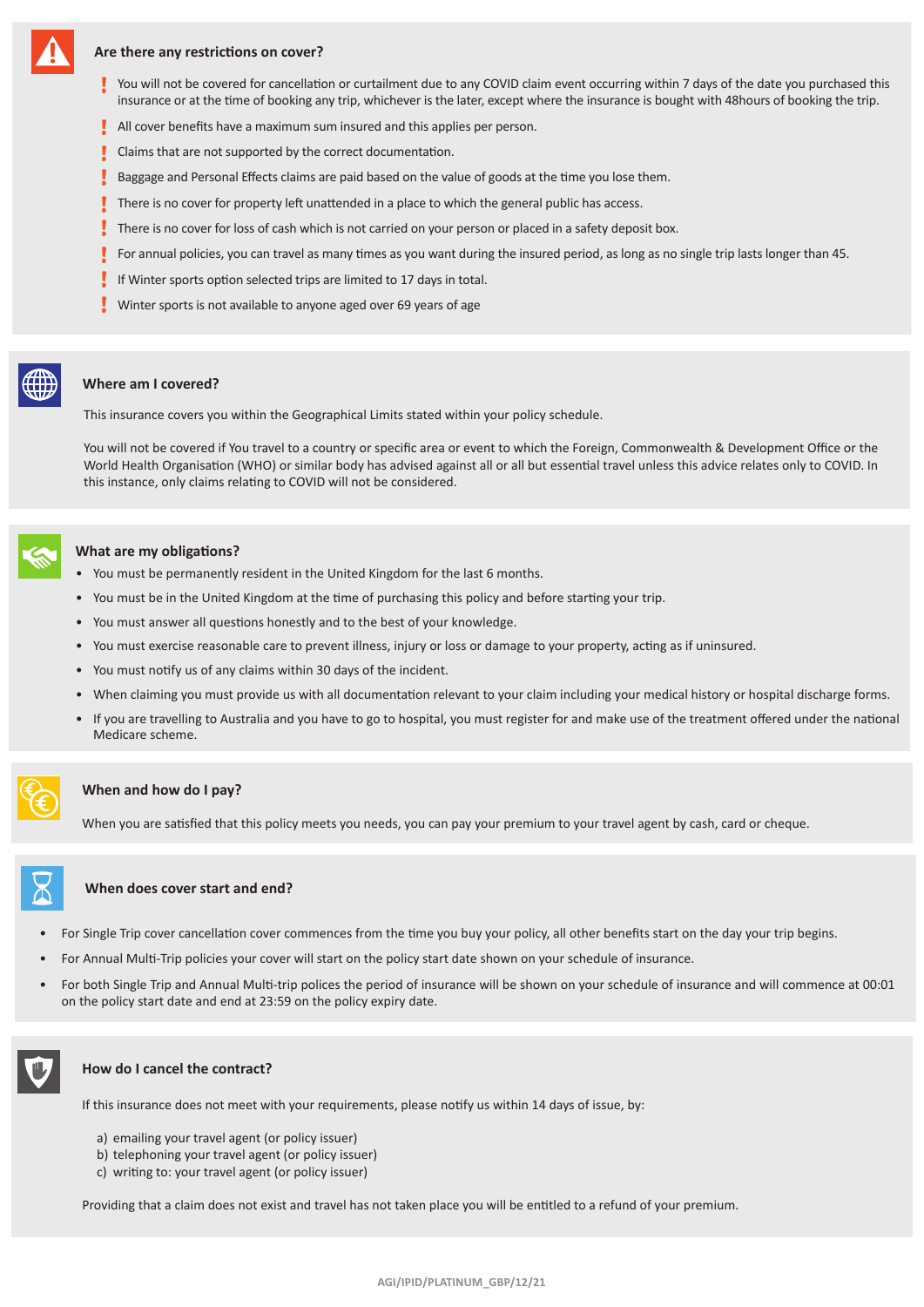## Are there any restrictions on cover?

- You will not be covered for cancellation or curtailment due to any COVID claim event occurring within 7 days of the date you purchased this insurance or at the time of booking any trip, whichever is the later, except where the insurance is bought with 48hours of booking the trip.
- All cover benefits have a maximum sum insured and this applies per person.
- Claims that are not supported by the correct documentation.
- Baggage and Personal Effects claims are paid based on the value of goods at the time you lose them.
- There is no cover for property left unattended in a place to which the general public has access.
- There is no cover for loss of cash which is not carried on your person or placed in a safety deposit box.
- For annual policies, you can travel as many times as you want during the insured period, as long as no single trip lasts longer than 45.
- If Winter sports option selected trips are limited to 17 days in total.
- Winter sports is not available to anyone aged over 69 years of age

## Where am I covered?

This insurance covers you within the Geographical Limits stated within your policy schedule.

You will not be covered if You travel to a country or specific area or event to which the Foreign, Commonwealth & Development Office or the World Health Organisation (WHO) or similar body has advised against all or all but essential travel unless this advice relates only to COVID. In this instance, only claims relating to COVID will not be considered.

## What are my obligations?

- You must be permanently resident in the United Kingdom for the last 6 months.
- You must be in the United Kingdom at the time of purchasing this policy and before starting your trip.
- You must answer all questions honestly and to the best of your knowledge.
- You must exercise reasonable care to prevent illness, injury or loss or damage to your property, acting as if uninsured.
- You must notify us of any claims within 30 days of the incident.
- When claiming you must provide us with all documentation relevant to your claim including your medical history or hospital discharge forms.
- If you are travelling to Australia and you have to go to hospital, you must register for and make use of the treatment offered under the national Medicare scheme.

## When and how do I pay?

When you are satisfied that this policy meets you needs, you can pay your premium to your travel agent by cash, card or cheque.

## When does cover start and end?

- For Single Trip cover cancellation cover commences from the time you buy your policy, all other benefits start on the day your trip begins.
- For Annual Multi-Trip policies your cover will start on the policy start date shown on your schedule of insurance.
- For both Single Trip and Annual Multi-trip polices the period of insurance will be shown on your schedule of insurance and will commence at 00:01 on the policy start date and end at 23:59 on the policy expiry date.

## How do I cancel the contract?

If this insurance does not meet with your requirements, please notify us within 14 days of issue, by:

a) emailing your travel agent (or policy issuer)
b) telephoning your travel agent (or policy issuer)
c) writing to: your travel agent (or policy issuer)

Providing that a claim does not exist and travel has not taken place you will be entitled to a refund of your premium.

AGI/IPID/PLATINUM_GBP/12/21